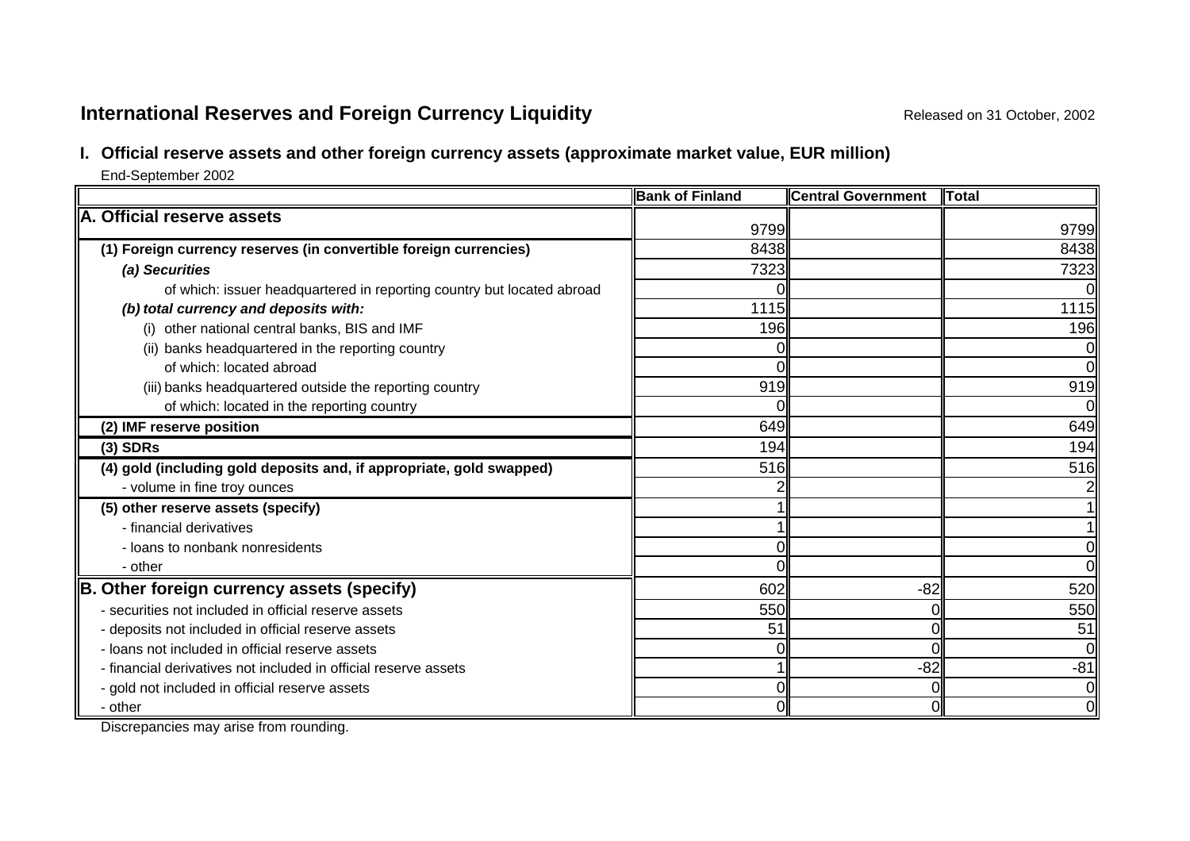# International Reserves and Foreign Currency Liquidity

Released on 31 October, 2002

## I. Official reserve assets and other foreign currency assets (approximate market value, EUR million)

End-September 2002

| | Bank of Finland | Central Government | Total |
|---|---|---|---|
| **A. Official reserve assets** | 9799 | | 9799 |
| **(1) Foreign currency reserves (in convertible foreign currencies)** | 8438 | | 8438 |
| ***(a) Securities*** | 7323 | | 7323 |
| of which: issuer headquartered in reporting country but located abroad | 0 | | 0 |
| ***(b) total currency and deposits with:*** | 1115 | | 1115 |
| (i) other national central banks, BIS and IMF | 196 | | 196 |
| (ii) banks headquartered in the reporting country | 0 | | 0 |
| of which: located abroad | 0 | | 0 |
| (iii) banks headquartered outside the reporting country | 919 | | 919 |
| of which: located in the reporting country | 0 | | 0 |
| **(2) IMF reserve position** | 649 | | 649 |
| **(3) SDRs** | 194 | | 194 |
| **(4) gold (including gold deposits and, if appropriate, gold swapped)** | 516 | | 516 |
| - volume in fine troy ounces | 2 | | 2 |
| **(5) other reserve assets (specify)** | 1 | | 1 |
| - financial derivatives | 1 | | 1 |
| - loans to nonbank nonresidents | 0 | | 0 |
| - other | 0 | | 0 |
| **B. Other foreign currency assets (specify)** | 602 | -82 | 520 |
| - securities not included in official reserve assets | 550 | 0 | 550 |
| - deposits not included in official reserve assets | 51 | 0 | 51 |
| - loans not included in official reserve assets | 0 | 0 | 0 |
| - financial derivatives not included in official reserve assets | 1 | -82 | -81 |
| - gold not included in official reserve assets | 0 | 0 | 0 |
| - other | 0 | 0 | 0 |

Discrepancies may arise from rounding.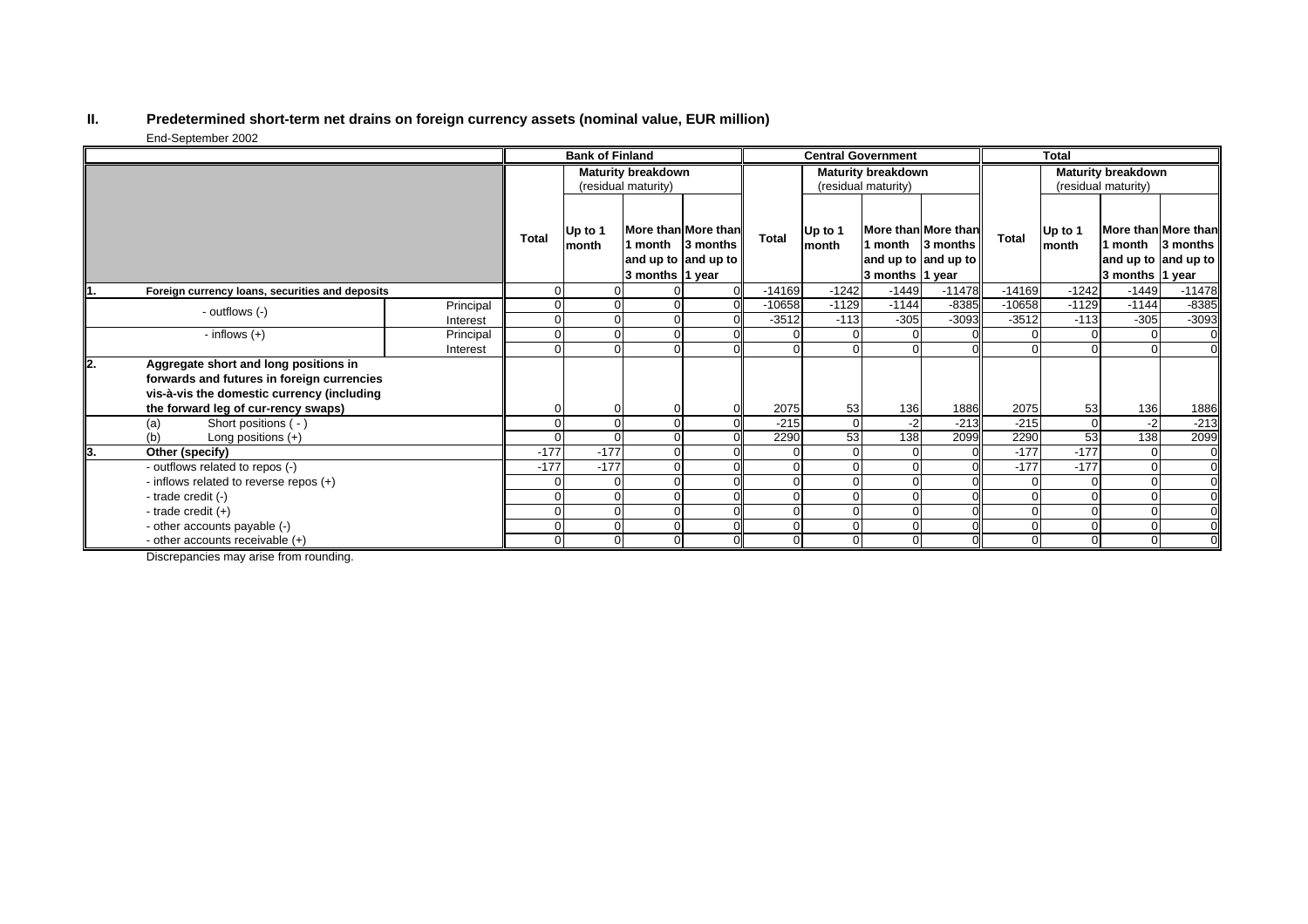## II. Predetermined short-term net drains on foreign currency assets (nominal value, EUR million)

End-September 2002

| | | Bank of Finland | | | | Central Government | | | | Total | | | |
|---|---|---|---|---|---|---|---|---|---|---|---|---|---|
| | | Total | Maturity breakdown (residual maturity) | | | Total | Maturity breakdown (residual maturity) | | | Total | Maturity breakdown (residual maturity) | | |
| | | | Up to 1 month | More than 1 month and up to 3 months | More than 3 months and up to 1 year | | Up to 1 month | More than 1 month and up to 3 months | More than 3 months and up to 1 year | | Up to 1 month | More than 1 month and up to 3 months | More than 3 months and up to 1 year |
| **1. Foreign currency loans, securities and deposits** | | 0 | 0 | 0 | 0 | -14169 | -1242 | -1449 | -11478 | -14169 | -1242 | -1449 | -11478 |
| - outflows (-) | Principal | 0 | 0 | 0 | 0 | -10658 | -1129 | -1144 | -8385 | -10658 | -1129 | -1144 | -8385 |
| | Interest | 0 | 0 | 0 | 0 | -3512 | -113 | -305 | -3093 | -3512 | -113 | -305 | -3093 |
| - inflows (+) | Principal | 0 | 0 | 0 | 0 | 0 | 0 | 0 | 0 | 0 | 0 | 0 | 0 |
| | Interest | 0 | 0 | 0 | 0 | 0 | 0 | 0 | 0 | 0 | 0 | 0 | 0 |
| **2. Aggregate short and long positions in forwards and futures in foreign currencies vis-à-vis the domestic currency (including the forward leg of cur-rency swaps)** | | 0 | 0 | 0 | 0 | 2075 | 53 | 136 | 1886 | 2075 | 53 | 136 | 1886 |
| (a) Short positions ( - ) | | 0 | 0 | 0 | 0 | -215 | 0 | -2 | -213 | -215 | 0 | -2 | -213 |
| (b) Long positions (+) | | 0 | 0 | 0 | 0 | 2290 | 53 | 138 | 2099 | 2290 | 53 | 138 | 2099 |
| **3. Other (specify)** | | -177 | -177 | 0 | 0 | 0 | 0 | 0 | 0 | -177 | -177 | 0 | 0 |
| - outflows related to repos (-) | | -177 | -177 | 0 | 0 | 0 | 0 | 0 | 0 | -177 | -177 | 0 | 0 |
| - inflows related to reverse repos (+) | | 0 | 0 | 0 | 0 | 0 | 0 | 0 | 0 | 0 | 0 | 0 | 0 |
| - trade credit (-) | | 0 | 0 | 0 | 0 | 0 | 0 | 0 | 0 | 0 | 0 | 0 | 0 |
| - trade credit (+) | | 0 | 0 | 0 | 0 | 0 | 0 | 0 | 0 | 0 | 0 | 0 | 0 |
| - other accounts payable (-) | | 0 | 0 | 0 | 0 | 0 | 0 | 0 | 0 | 0 | 0 | 0 | 0 |
| - other accounts receivable (+) | | 0 | 0 | 0 | 0 | 0 | 0 | 0 | 0 | 0 | 0 | 0 | 0 |

Discrepancies may arise from rounding.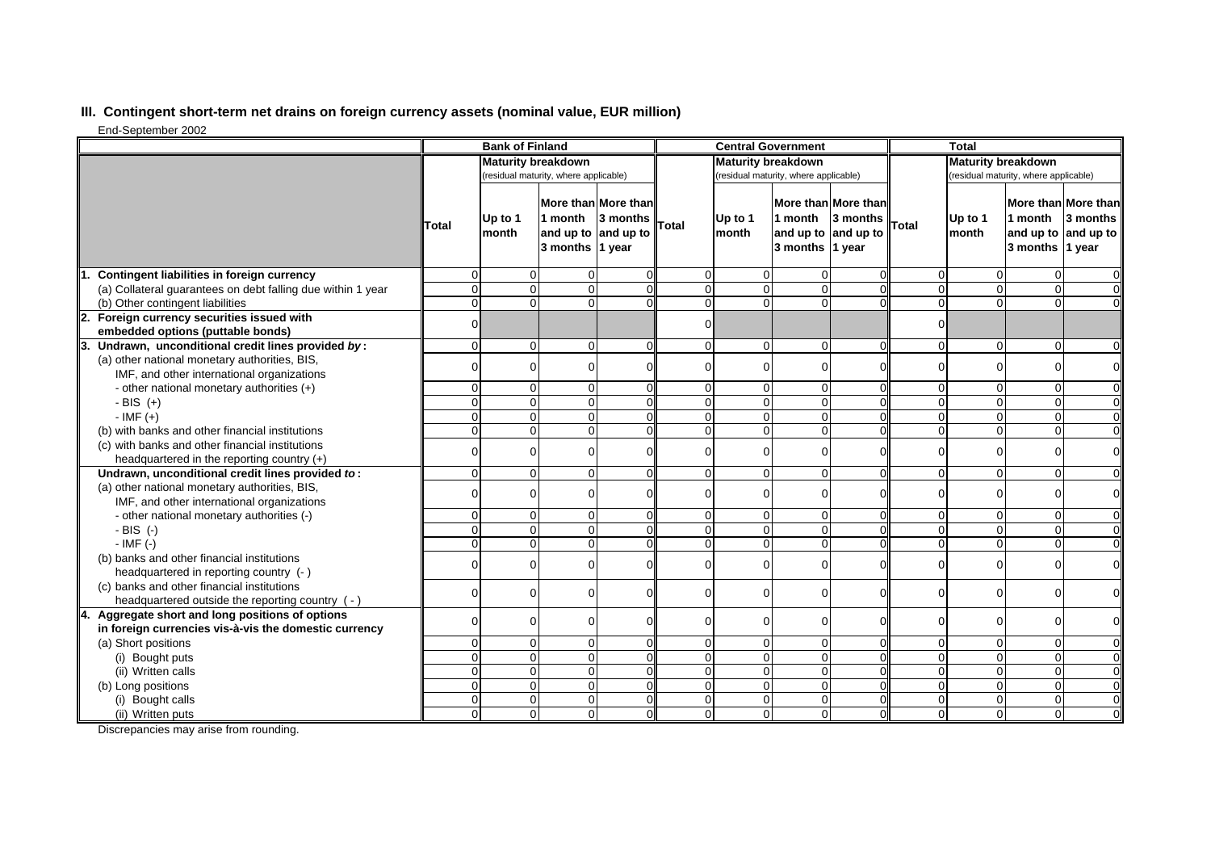## III. Contingent short-term net drains on foreign currency assets (nominal value, EUR million)

End-September 2002

| | Bank of Finland | | | | Central Government | | | | Total | | | |
|---|---|---|---|---|---|---|---|---|---|---|---|---|
| | | Maturity breakdown (residual maturity, where applicable) | | | | Maturity breakdown (residual maturity, where applicable) | | | | Maturity breakdown (residual maturity, where applicable) | | |
| | Total | Up to 1 month | More than 1 month and up to 3 months | More than 3 months and up to 1 year | Total | Up to 1 month | More than 1 month and up to 3 months | More than 3 months and up to 1 year | Total | Up to 1 month | More than 1 month and up to 3 months | More than 3 months and up to 1 year |
| **1. Contingent liabilities in foreign currency** | 0 | 0 | 0 | 0 | 0 | 0 | 0 | 0 | 0 | 0 | 0 | 0 |
| (a) Collateral guarantees on debt falling due within 1 year | 0 | 0 | 0 | 0 | 0 | 0 | 0 | 0 | 0 | 0 | 0 | 0 |
| (b) Other contingent liabilities | 0 | 0 | 0 | 0 | 0 | 0 | 0 | 0 | 0 | 0 | 0 | 0 |
| **2. Foreign currency securities issued with embedded options (puttable bonds)** | 0 | | | | 0 | | | | 0 | | | |
| **3. Undrawn, unconditional credit lines provided *by*:** | 0 | 0 | 0 | 0 | 0 | 0 | 0 | 0 | 0 | 0 | 0 | 0 |
| (a) other national monetary authorities, BIS, IMF, and other international organizations | 0 | 0 | 0 | 0 | 0 | 0 | 0 | 0 | 0 | 0 | 0 | 0 |
| - other national monetary authorities (+) | 0 | 0 | 0 | 0 | 0 | 0 | 0 | 0 | 0 | 0 | 0 | 0 |
| - BIS (+) | 0 | 0 | 0 | 0 | 0 | 0 | 0 | 0 | 0 | 0 | 0 | 0 |
| - IMF (+) | 0 | 0 | 0 | 0 | 0 | 0 | 0 | 0 | 0 | 0 | 0 | 0 |
| (b) with banks and other financial institutions | 0 | 0 | 0 | 0 | 0 | 0 | 0 | 0 | 0 | 0 | 0 | 0 |
| (c) with banks and other financial institutions headquartered in the reporting country (+) | 0 | 0 | 0 | 0 | 0 | 0 | 0 | 0 | 0 | 0 | 0 | 0 |
| **Undrawn, unconditional credit lines provided *to*:** | 0 | 0 | 0 | 0 | 0 | 0 | 0 | 0 | 0 | 0 | 0 | 0 |
| (a) other national monetary authorities, BIS, IMF, and other international organizations | 0 | 0 | 0 | 0 | 0 | 0 | 0 | 0 | 0 | 0 | 0 | 0 |
| - other national monetary authorities (-) | 0 | 0 | 0 | 0 | 0 | 0 | 0 | 0 | 0 | 0 | 0 | 0 |
| - BIS (-) | 0 | 0 | 0 | 0 | 0 | 0 | 0 | 0 | 0 | 0 | 0 | 0 |
| - IMF (-) | 0 | 0 | 0 | 0 | 0 | 0 | 0 | 0 | 0 | 0 | 0 | 0 |
| (b) banks and other financial institutions headquartered in reporting country (-) | 0 | 0 | 0 | 0 | 0 | 0 | 0 | 0 | 0 | 0 | 0 | 0 |
| (c) banks and other financial institutions headquartered outside the reporting country ( - ) | 0 | 0 | 0 | 0 | 0 | 0 | 0 | 0 | 0 | 0 | 0 | 0 |
| **4. Aggregate short and long positions of options in foreign currencies vis-à-vis the domestic currency** | 0 | 0 | 0 | 0 | 0 | 0 | 0 | 0 | 0 | 0 | 0 | 0 |
| (a) Short positions | 0 | 0 | 0 | 0 | 0 | 0 | 0 | 0 | 0 | 0 | 0 | 0 |
| (i) Bought puts | 0 | 0 | 0 | 0 | 0 | 0 | 0 | 0 | 0 | 0 | 0 | 0 |
| (ii) Written calls | 0 | 0 | 0 | 0 | 0 | 0 | 0 | 0 | 0 | 0 | 0 | 0 |
| (b) Long positions | 0 | 0 | 0 | 0 | 0 | 0 | 0 | 0 | 0 | 0 | 0 | 0 |
| (i) Bought calls | 0 | 0 | 0 | 0 | 0 | 0 | 0 | 0 | 0 | 0 | 0 | 0 |
| (ii) Written puts | 0 | 0 | 0 | 0 | 0 | 0 | 0 | 0 | 0 | 0 | 0 | 0 |

Discrepancies may arise from rounding.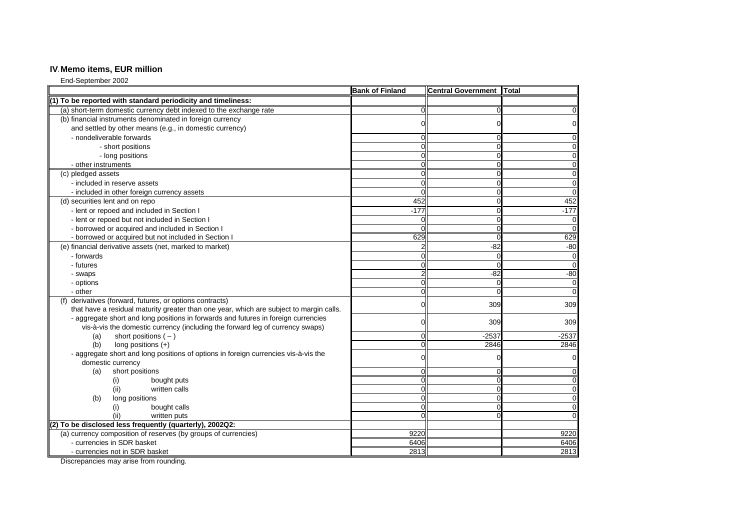## IV. Memo items, EUR million

End-September 2002

| | Bank of Finland | Central Government | Total |
|---|---|---|---|
| **(1) To be reported with standard periodicity and timeliness:** | | | |
| (a) short-term domestic currency debt indexed to the exchange rate | 0 | 0 | 0 |
| (b) financial instruments denominated in foreign currency and settled by other means (e.g., in domestic currency) | 0 | 0 | 0 |
| - nondeliverable forwards | 0 | 0 | 0 |
| - short positions | 0 | 0 | 0 |
| - long positions | 0 | 0 | 0 |
| - other instruments | 0 | 0 | 0 |
| (c) pledged assets | 0 | 0 | 0 |
| - included in reserve assets | 0 | 0 | 0 |
| - included in other foreign currency assets | 0 | 0 | 0 |
| (d) securities lent and on repo | 452 | 0 | 452 |
| - lent or repoed and included in Section I | -177 | 0 | -177 |
| - lent or repoed but not included in Section I | 0 | 0 | 0 |
| - borrowed or acquired and included in Section I | 0 | 0 | 0 |
| - borrowed or acquired but not included in Section I | 629 | 0 | 629 |
| (e) financial derivative assets (net, marked to market) | 2 | -82 | -80 |
| - forwards | 0 | 0 | 0 |
| - futures | 0 | 0 | 0 |
| - swaps | 2 | -82 | -80 |
| - options | 0 | 0 | 0 |
| - other | 0 | 0 | 0 |
| (f) derivatives (forward, futures, or options contracts) that have a residual maturity greater than one year, which are subject to margin calls. | 0 | 309 | 309 |
| - aggregate short and long positions in forwards and futures in foreign currencies vis-à-vis the domestic currency (including the forward leg of currency swaps) | 0 | 309 | 309 |
| (a) short positions ( – ) | 0 | -2537 | -2537 |
| (b) long positions (+) | 0 | 2846 | 2846 |
| - aggregate short and long positions of options in foreign currencies vis-à-vis the domestic currency | 0 | 0 | 0 |
| (a) short positions | 0 | 0 | 0 |
| (i) bought puts | 0 | 0 | 0 |
| (ii) written calls | 0 | 0 | 0 |
| (b) long positions | 0 | 0 | 0 |
| (i) bought calls | 0 | 0 | 0 |
| (ii) written puts | 0 | 0 | 0 |
| **(2) To be disclosed less frequently (quarterly), 2002Q2:** | | | |
| (a) currency composition of reserves (by groups of currencies) | 9220 | | 9220 |
| - currencies in SDR basket | 6406 | | 6406 |
| - currencies not in SDR basket | 2813 | | 2813 |

Discrepancies may arise from rounding.